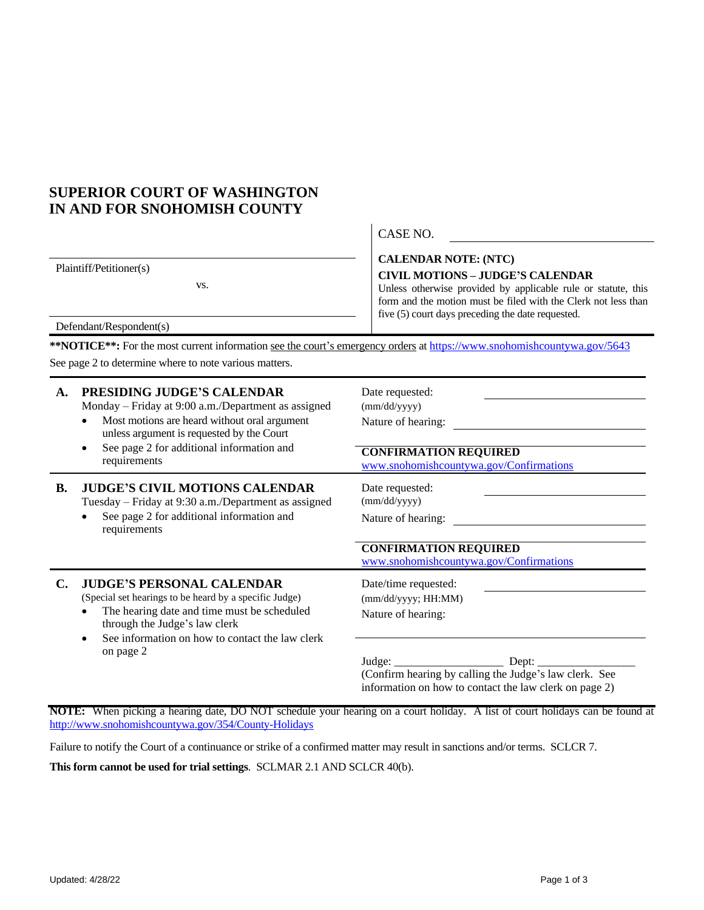# SUPERIOR COURT OF WASHINGTON IN AND FOR SNOHOMISH COUNTY

Plaintiff/Petitioner(s)

vs.

Defendant/Respondent(s)

CASE NO. ______________________

**CALENDAR NOTE: (NTC)**

**CIVIL MOTIONS – JUDGE'S CALENDAR**

Unless otherwise provided by applicable rule or statute, this form and the motion must be filed with the Clerk not less than five (5) court days preceding the date requested.

**\*\*NOTICE\*\*:** For the most current information see the court's emergency orders at https://www.snohomishcountywa.gov/5643

See page 2 to determine where to note various matters.

| | | |
|---|---|---|
| **A.** | **PRESIDING JUDGE'S CALENDAR**<br>Monday – Friday at 9:00 a.m./Department as assigned<br>• Most motions are heard without oral argument unless argument is requested by the Court<br>• See page 2 for additional information and requirements | Date requested: ______________<br>(mm/dd/yyyy)<br>Nature of hearing: ______________<br>**CONFIRMATION REQUIRED**<br>www.snohomishcountywa.gov/Confirmations |
| **B.** | **JUDGE'S CIVIL MOTIONS CALENDAR**<br>Tuesday – Friday at 9:30 a.m./Department as assigned<br>• See page 2 for additional information and requirements | Date requested: ______________<br>(mm/dd/yyyy)<br>Nature of hearing: ______________<br>**CONFIRMATION REQUIRED**<br>www.snohomishcountywa.gov/Confirmations |
| **C.** | **JUDGE'S PERSONAL CALENDAR**<br>(Special set hearings to be heard by a specific Judge)<br>• The hearing date and time must be scheduled through the Judge's law clerk<br>• See information on how to contact the law clerk on page 2 | Date/time requested: ______________<br>(mm/dd/yyyy; HH:MM)<br>Nature of hearing: ______________<br>Judge: __________________ Dept: ________________<br>(Confirm hearing by calling the Judge's law clerk. See information on how to contact the law clerk on page 2) |

**NOTE:** When picking a hearing date, DO NOT schedule your hearing on a court holiday. A list of court holidays can be found at http://www.snohomishcountywa.gov/354/County-Holidays

Failure to notify the Court of a continuance or strike of a confirmed matter may result in sanctions and/or terms. SCLCR 7.

**This form cannot be used for trial settings**. SCLMAR 2.1 AND SCLCR 40(b).

Updated: 4/28/22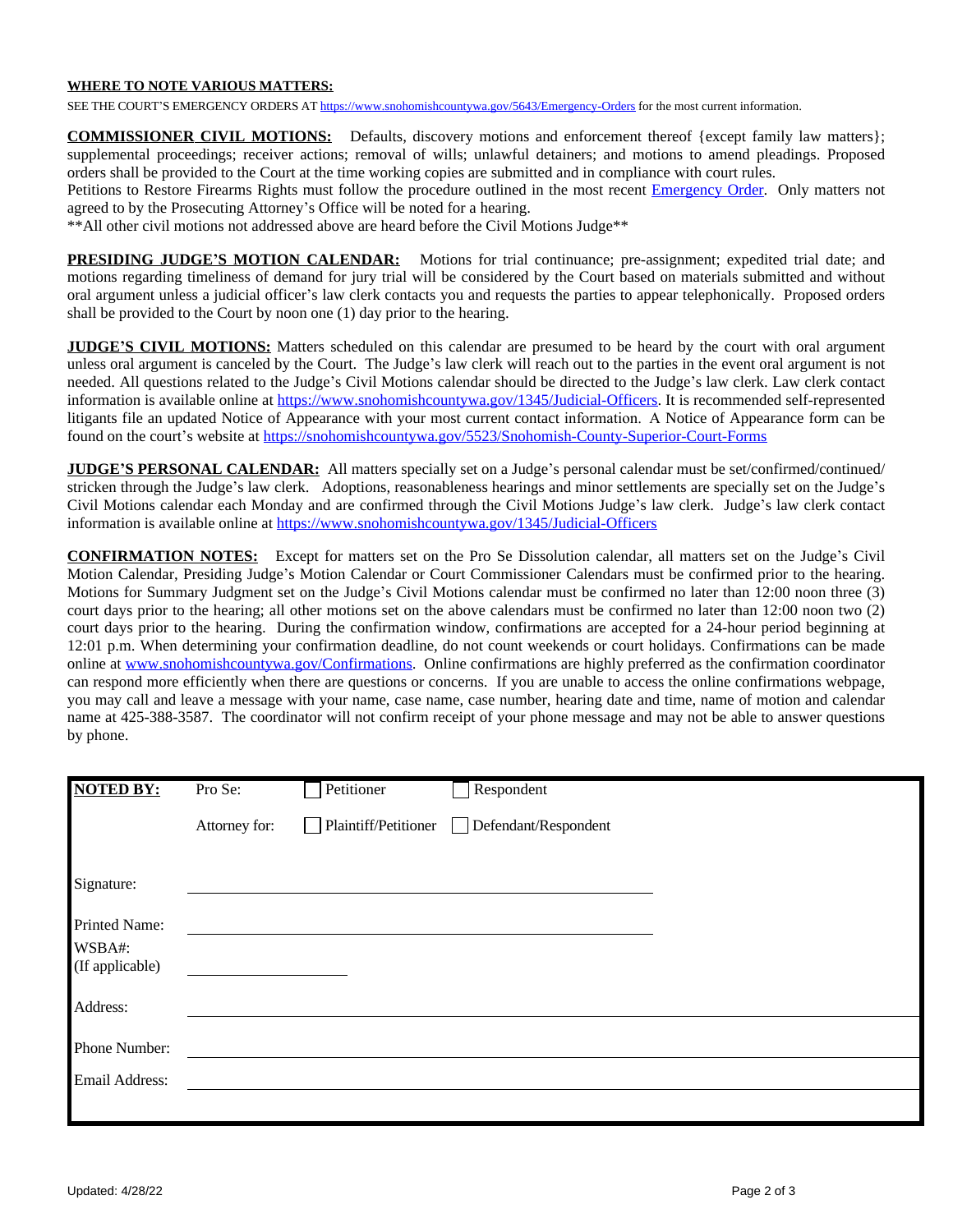**WHERE TO NOTE VARIOUS MATTERS:**

SEE THE COURT'S EMERGENCY ORDERS AT https://www.snohomishcountywa.gov/5643/Emergency-Orders for the most current information.

**COMMISSIONER CIVIL MOTIONS:** Defaults, discovery motions and enforcement thereof {except family law matters}; supplemental proceedings; receiver actions; removal of wills; unlawful detainers; and motions to amend pleadings. Proposed orders shall be provided to the Court at the time working copies are submitted and in compliance with court rules.
Petitions to Restore Firearms Rights must follow the procedure outlined in the most recent Emergency Order. Only matters not agreed to by the Prosecuting Attorney's Office will be noted for a hearing.
**All other civil motions not addressed above are heard before the Civil Motions Judge**

**PRESIDING JUDGE'S MOTION CALENDAR:** Motions for trial continuance; pre-assignment; expedited trial date; and motions regarding timeliness of demand for jury trial will be considered by the Court based on materials submitted and without oral argument unless a judicial officer's law clerk contacts you and requests the parties to appear telephonically. Proposed orders shall be provided to the Court by noon one (1) day prior to the hearing.

**JUDGE'S CIVIL MOTIONS:** Matters scheduled on this calendar are presumed to be heard by the court with oral argument unless oral argument is canceled by the Court. The Judge's law clerk will reach out to the parties in the event oral argument is not needed. All questions related to the Judge's Civil Motions calendar should be directed to the Judge's law clerk. Law clerk contact information is available online at https://www.snohomishcountywa.gov/1345/Judicial-Officers. It is recommended self-represented litigants file an updated Notice of Appearance with your most current contact information. A Notice of Appearance form can be found on the court's website at https://snohomishcountywa.gov/5523/Snohomish-County-Superior-Court-Forms

**JUDGE'S PERSONAL CALENDAR:** All matters specially set on a Judge's personal calendar must be set/confirmed/continued/ stricken through the Judge's law clerk. Adoptions, reasonableness hearings and minor settlements are specially set on the Judge's Civil Motions calendar each Monday and are confirmed through the Civil Motions Judge's law clerk. Judge's law clerk contact information is available online at https://www.snohomishcountywa.gov/1345/Judicial-Officers

**CONFIRMATION NOTES:** Except for matters set on the Pro Se Dissolution calendar, all matters set on the Judge's Civil Motion Calendar, Presiding Judge's Motion Calendar or Court Commissioner Calendars must be confirmed prior to the hearing. Motions for Summary Judgment set on the Judge's Civil Motions calendar must be confirmed no later than 12:00 noon three (3) court days prior to the hearing; all other motions set on the above calendars must be confirmed no later than 12:00 noon two (2) court days prior to the hearing. During the confirmation window, confirmations are accepted for a 24-hour period beginning at 12:01 p.m. When determining your confirmation deadline, do not count weekends or court holidays. Confirmations can be made online at www.snohomishcountywa.gov/Confirmations. Online confirmations are highly preferred as the confirmation coordinator can respond more efficiently when there are questions or concerns. If you are unable to access the online confirmations webpage, you may call and leave a message with your name, case name, case number, hearing date and time, name of motion and calendar name at 425-388-3587. The coordinator will not confirm receipt of your phone message and may not be able to answer questions by phone.

**NOTED BY:** Pro Se: ☐ Petitioner ☐ Respondent

Attorney for: ☐ Plaintiff/Petitioner ☐ Defendant/Respondent

Signature: ______________________________

Printed Name: ______________________________

WSBA#: (If applicable) ______________

Address: ______________________________

Phone Number: ______________________________

Email Address: ______________________________

Updated: 4/28/22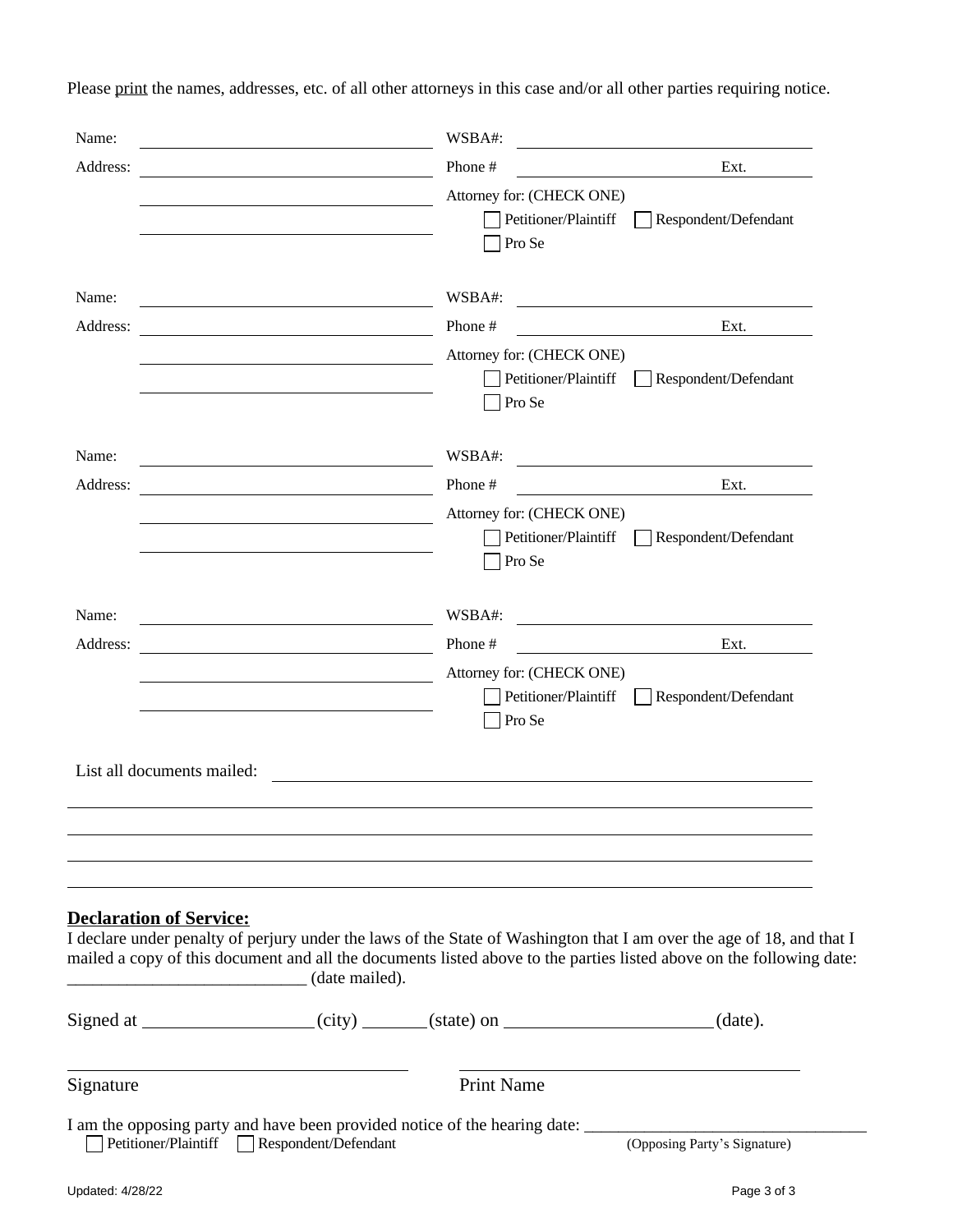Please <u>print</u> the names, addresses, etc. of all other attorneys in this case and/or all other parties requiring notice.

Name: ______________________________ WSBA#: ______________________________

Address: ______________________________ Phone # ______________________ Ext. ________

______________________________ Attorney for: (CHECK ONE)

______________________________ ☐ Petitioner/Plaintiff ☐ Respondent/Defendant

☐ Pro Se

Name: ______________________________ WSBA#: ______________________________

Address: ______________________________ Phone # ______________________ Ext. ________

______________________________ Attorney for: (CHECK ONE)

______________________________ ☐ Petitioner/Plaintiff ☐ Respondent/Defendant

☐ Pro Se

Name: ______________________________ WSBA#: ______________________________

Address: ______________________________ Phone # ______________________ Ext. ________

______________________________ Attorney for: (CHECK ONE)

______________________________ ☐ Petitioner/Plaintiff ☐ Respondent/Defendant

☐ Pro Se

Name: ______________________________ WSBA#: ______________________________

Address: ______________________________ Phone # ______________________ Ext. ________

______________________________ Attorney for: (CHECK ONE)

______________________________ ☐ Petitioner/Plaintiff ☐ Respondent/Defendant

☐ Pro Se

List all documents mailed: ____________________________________________________________

________________________________________________________________________________

________________________________________________________________________________

________________________________________________________________________________

________________________________________________________________________________

**<u>Declaration of Service:</u>**

I declare under penalty of perjury under the laws of the State of Washington that I am over the age of 18, and that I mailed a copy of this document and all the documents listed above to the parties listed above on the following date: ___________________________ (date mailed).

Signed at __________________ (city) _______ (state) on ______________________ (date).

______________________________________ ______________________________________

Signature Print Name

I am the opposing party and have been provided notice of the hearing date: ________________________________

☐ Petitioner/Plaintiff ☐ Respondent/Defendant (Opposing Party's Signature)

Updated: 4/28/22